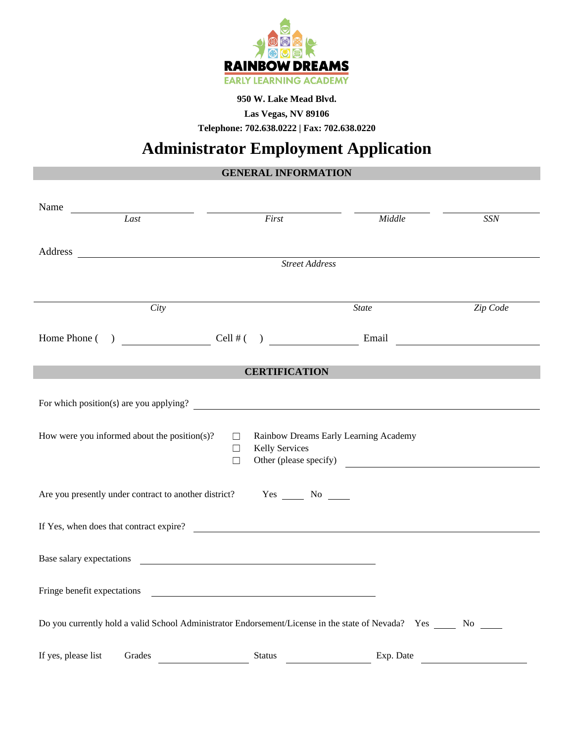**RAINBOW DREAMS**
EARLY LEARNING ACADEMY

**950 W. Lake Mead Blvd.**

**Las Vegas, NV 89106**

**Telephone: 702.638.0222 | Fax: 702.638.0220**

# Administrator Employment Application

## GENERAL INFORMATION

Name \_\_\_\_\_\_\_\_\_\_\_\_\_\_\_\_ \_\_\_\_\_\_\_\_\_\_\_\_\_\_\_\_ \_\_\_\_\_\_\_\_\_\_ \_\_\_\_\_\_\_\_\_\_
*Last* *First* *Middle* *SSN*

Address \_\_\_\_\_\_\_\_\_\_\_\_\_\_\_\_\_\_\_\_\_\_\_\_\_\_\_\_\_\_\_\_\_\_\_\_\_\_\_\_
*Street Address*

\_\_\_\_\_\_\_\_\_\_\_\_\_\_\_\_\_\_\_\_\_\_\_\_\_\_\_\_\_\_\_\_\_\_\_\_\_\_\_\_\_\_\_\_\_\_\_\_
*City* *State* *Zip Code*

Home Phone ( ) \_\_\_\_\_\_\_\_\_\_ Cell # ( ) \_\_\_\_\_\_\_\_\_\_ Email \_\_\_\_\_\_\_\_\_\_\_\_\_\_\_\_

## CERTIFICATION

For which position(s) are you applying? \_\_\_\_\_\_\_\_\_\_\_\_\_\_\_\_\_\_\_\_\_\_\_\_\_\_\_\_\_\_\_\_

How were you informed about the position(s)?
- ☐ Rainbow Dreams Early Learning Academy
- ☐ Kelly Services
- ☐ Other (please specify) \_\_\_\_\_\_\_\_\_\_\_\_\_\_\_\_\_\_\_\_

Are you presently under contract to another district? Yes \_\_\_\_ No \_\_\_\_

If Yes, when does that contract expire? \_\_\_\_\_\_\_\_\_\_\_\_\_\_\_\_\_\_\_\_\_\_\_\_\_\_\_\_\_\_\_\_

Base salary expectations \_\_\_\_\_\_\_\_\_\_\_\_\_\_\_\_\_\_\_\_\_\_\_\_\_\_\_\_

Fringe benefit expectations \_\_\_\_\_\_\_\_\_\_\_\_\_\_\_\_\_\_\_\_\_\_\_\_\_\_\_\_

Do you currently hold a valid School Administrator Endorsement/License in the state of Nevada? Yes \_\_\_\_ No \_\_\_\_

If yes, please list Grades \_\_\_\_\_\_\_\_\_\_ Status \_\_\_\_\_\_\_\_\_\_ Exp. Date \_\_\_\_\_\_\_\_\_\_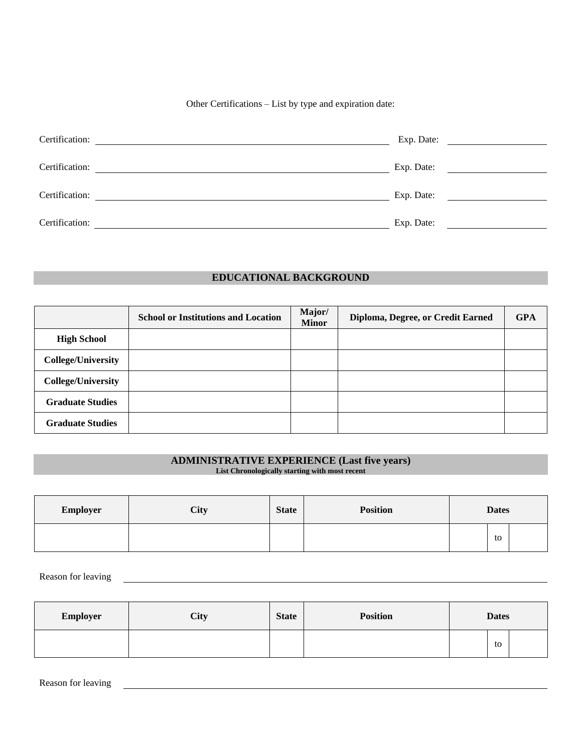Other Certifications – List by type and expiration date:

Certification: ______________________________ Exp. Date: ______________

Certification: ______________________________ Exp. Date: ______________

Certification: ______________________________ Exp. Date: ______________

Certification: ______________________________ Exp. Date: ______________

## EDUCATIONAL BACKGROUND

| | School or Institutions and Location | Major/ Minor | Diploma, Degree, or Credit Earned | GPA |
|---|---|---|---|---|
| **High School** | | | | |
| **College/University** | | | | |
| **College/University** | | | | |
| **Graduate Studies** | | | | |
| **Graduate Studies** | | | | |

## ADMINISTRATIVE EXPERIENCE (Last five years)

**List Chronologically starting with most recent**

| Employer | City | State | Position | Dates | | |
|---|---|---|---|---|---|---|
| | | | | | to | |

Reason for leaving ______________________________

| Employer | City | State | Position | Dates | | |
|---|---|---|---|---|---|---|
| | | | | | to | |

Reason for leaving ______________________________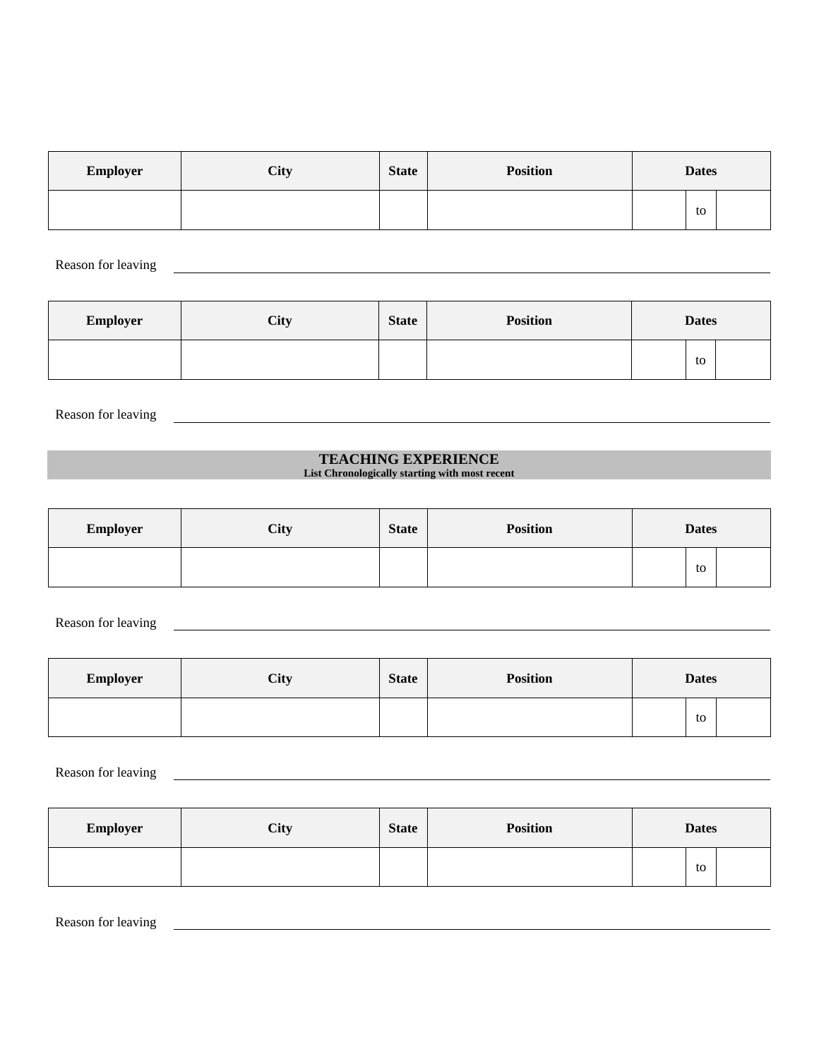| Employer | City | State | Position | Dates | | |
|---|---|---|---|---|---|---|
| | | | | | to | |

Reason for leaving ______________________________

| Employer | City | State | Position | Dates | | |
|---|---|---|---|---|---|---|
| | | | | | to | |

Reason for leaving ______________________________

## TEACHING EXPERIENCE

**List Chronologically starting with most recent**

| Employer | City | State | Position | Dates | | |
|---|---|---|---|---|---|---|
| | | | | | to | |

Reason for leaving ______________________________

| Employer | City | State | Position | Dates | | |
|---|---|---|---|---|---|---|
| | | | | | to | |

Reason for leaving ______________________________

| Employer | City | State | Position | Dates | | |
|---|---|---|---|---|---|---|
| | | | | | to | |

Reason for leaving ______________________________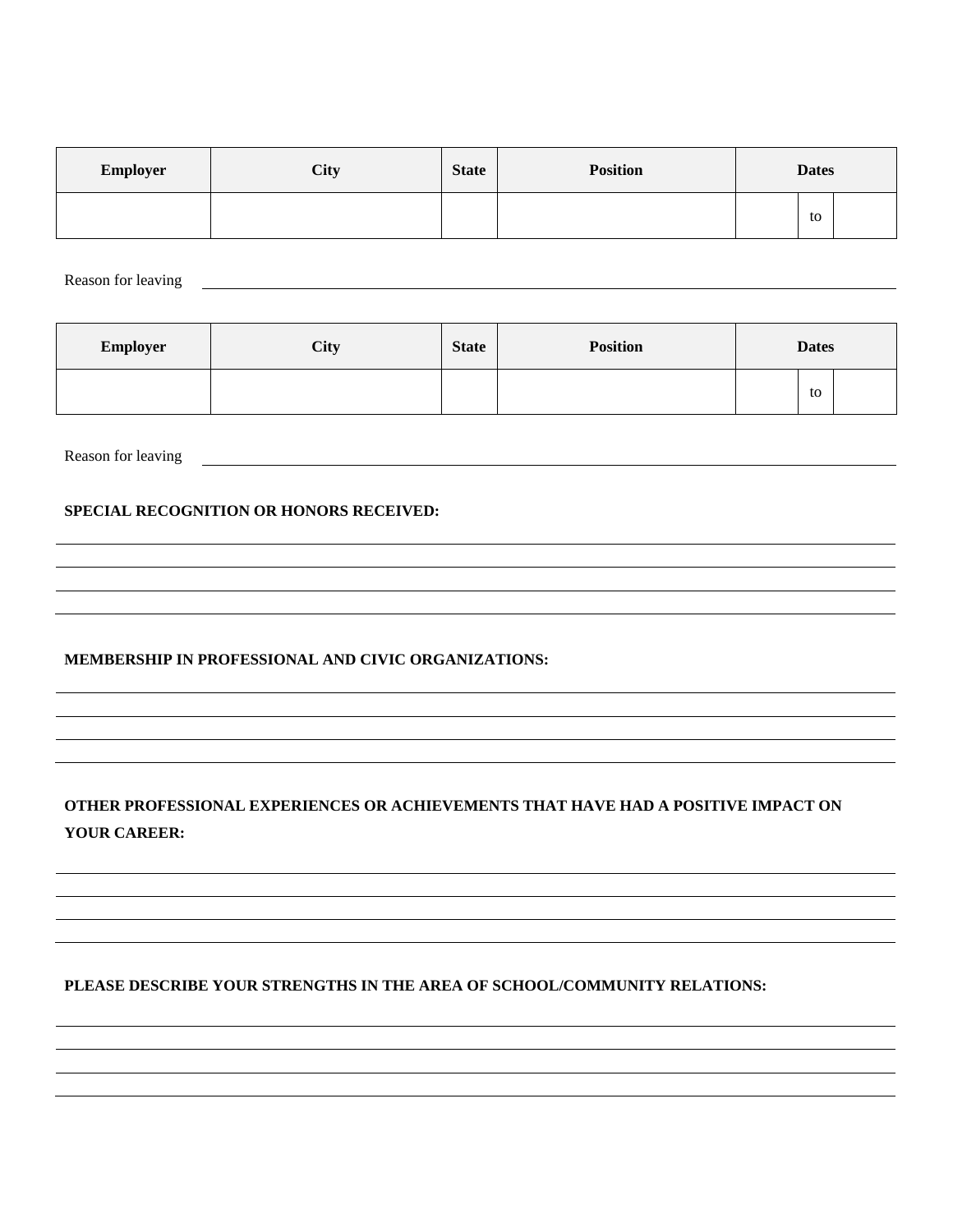| Employer | City | State | Position | Dates | | |
| --- | --- | --- | --- | --- | --- | --- |
| | | | | | to | |

Reason for leaving ______________________________________________

| Employer | City | State | Position | Dates | | |
| --- | --- | --- | --- | --- | --- | --- |
| | | | | | to | |

Reason for leaving ______________________________________________

**SPECIAL RECOGNITION OR HONORS RECEIVED:**

______________________________________________

______________________________________________

______________________________________________

______________________________________________

**MEMBERSHIP IN PROFESSIONAL AND CIVIC ORGANIZATIONS:**

______________________________________________

______________________________________________

______________________________________________

______________________________________________

**OTHER PROFESSIONAL EXPERIENCES OR ACHIEVEMENTS THAT HAVE HAD A POSITIVE IMPACT ON YOUR CAREER:**

______________________________________________

______________________________________________

______________________________________________

______________________________________________

**PLEASE DESCRIBE YOUR STRENGTHS IN THE AREA OF SCHOOL/COMMUNITY RELATIONS:**

______________________________________________

______________________________________________

______________________________________________

______________________________________________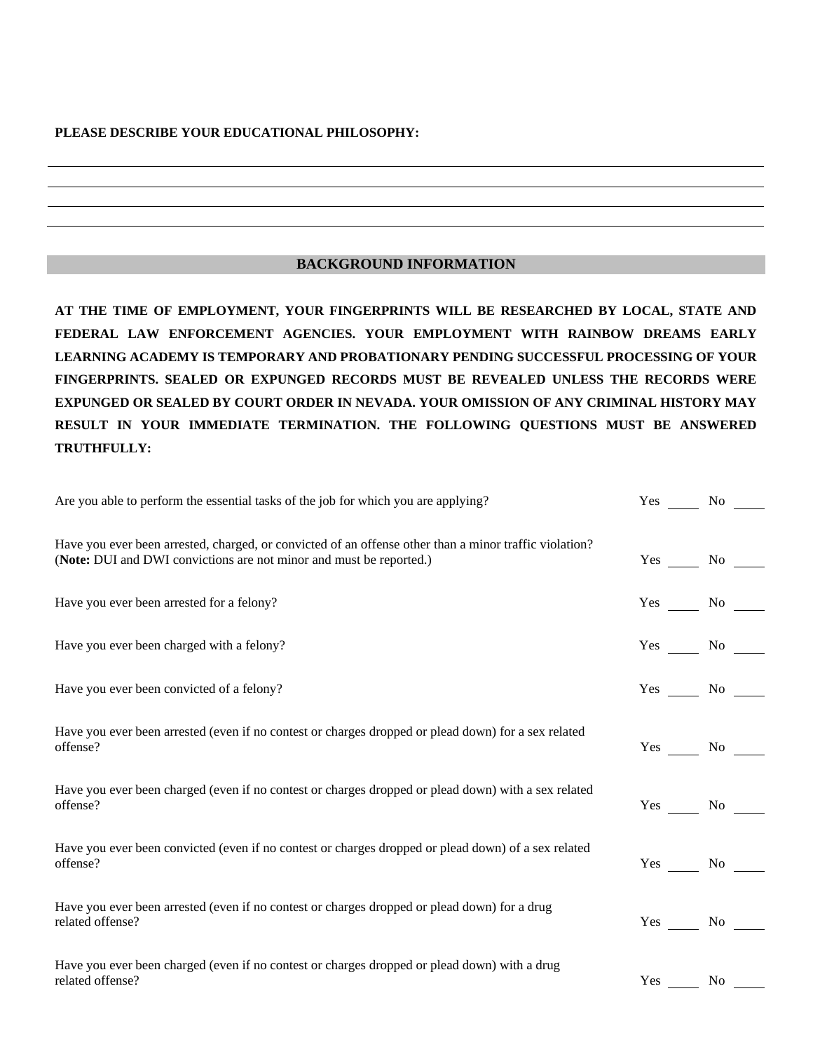**PLEASE DESCRIBE YOUR EDUCATIONAL PHILOSOPHY:**

\_\_\_\_\_\_\_\_\_\_\_\_\_\_\_\_\_\_\_\_\_\_\_\_\_\_\_\_\_\_\_\_\_\_\_\_\_\_\_\_\_\_\_\_\_\_\_\_\_\_\_\_\_\_\_\_\_\_\_\_\_\_\_\_\_\_\_\_\_\_\_\_\_\_\_\_\_\_

\_\_\_\_\_\_\_\_\_\_\_\_\_\_\_\_\_\_\_\_\_\_\_\_\_\_\_\_\_\_\_\_\_\_\_\_\_\_\_\_\_\_\_\_\_\_\_\_\_\_\_\_\_\_\_\_\_\_\_\_\_\_\_\_\_\_\_\_\_\_\_\_\_\_\_\_\_\_

\_\_\_\_\_\_\_\_\_\_\_\_\_\_\_\_\_\_\_\_\_\_\_\_\_\_\_\_\_\_\_\_\_\_\_\_\_\_\_\_\_\_\_\_\_\_\_\_\_\_\_\_\_\_\_\_\_\_\_\_\_\_\_\_\_\_\_\_\_\_\_\_\_\_\_\_\_\_

\_\_\_\_\_\_\_\_\_\_\_\_\_\_\_\_\_\_\_\_\_\_\_\_\_\_\_\_\_\_\_\_\_\_\_\_\_\_\_\_\_\_\_\_\_\_\_\_\_\_\_\_\_\_\_\_\_\_\_\_\_\_\_\_\_\_\_\_\_\_\_\_\_\_\_\_\_\_

## BACKGROUND INFORMATION

**AT THE TIME OF EMPLOYMENT, YOUR FINGERPRINTS WILL BE RESEARCHED BY LOCAL, STATE AND FEDERAL LAW ENFORCEMENT AGENCIES. YOUR EMPLOYMENT WITH RAINBOW DREAMS EARLY LEARNING ACADEMY IS TEMPORARY AND PROBATIONARY PENDING SUCCESSFUL PROCESSING OF YOUR FINGERPRINTS. SEALED OR EXPUNGED RECORDS MUST BE REVEALED UNLESS THE RECORDS WERE EXPUNGED OR SEALED BY COURT ORDER IN NEVADA. YOUR OMISSION OF ANY CRIMINAL HISTORY MAY RESULT IN YOUR IMMEDIATE TERMINATION. THE FOLLOWING QUESTIONS MUST BE ANSWERED TRUTHFULLY:**

Are you able to perform the essential tasks of the job for which you are applying? Yes \_\_\_\_ No \_\_\_\_

Have you ever been arrested, charged, or convicted of an offense other than a minor traffic violation? (**Note:** DUI and DWI convictions are not minor and must be reported.) Yes \_\_\_\_ No \_\_\_\_

Have you ever been arrested for a felony? Yes \_\_\_\_ No \_\_\_\_

Have you ever been charged with a felony? Yes \_\_\_\_ No \_\_\_\_

Have you ever been convicted of a felony? Yes \_\_\_\_ No \_\_\_\_

Have you ever been arrested (even if no contest or charges dropped or plead down) for a sex related offense? Yes \_\_\_\_ No \_\_\_\_

Have you ever been charged (even if no contest or charges dropped or plead down) with a sex related offense? Yes \_\_\_\_ No \_\_\_\_

Have you ever been convicted (even if no contest or charges dropped or plead down) of a sex related offense? Yes \_\_\_\_ No \_\_\_\_

Have you ever been arrested (even if no contest or charges dropped or plead down) for a drug related offense? Yes \_\_\_\_ No \_\_\_\_

Have you ever been charged (even if no contest or charges dropped or plead down) with a drug related offense? Yes \_\_\_\_ No \_\_\_\_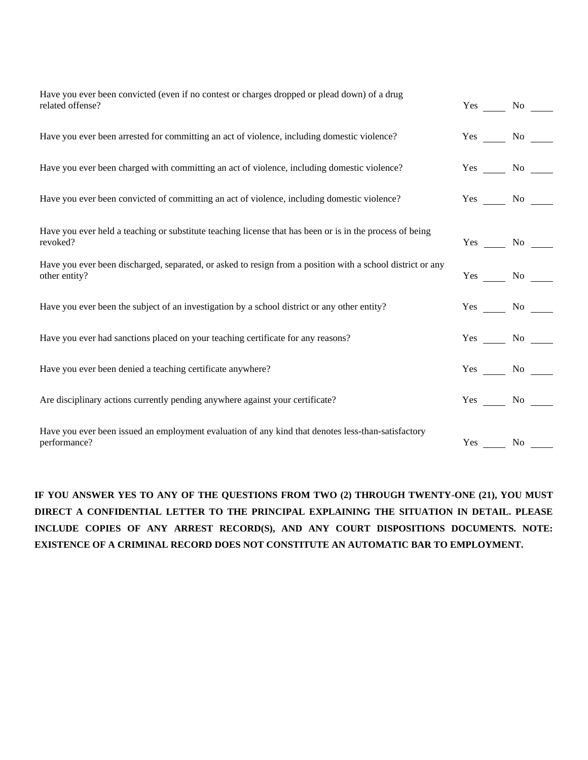| Question | Answer |
| --- | --- |
| Have you ever been convicted (even if no contest or charges dropped or plead down) of a drug related offense? | Yes \_\_\_\_ No \_\_\_\_ |
| Have you ever been arrested for committing an act of violence, including domestic violence? | Yes \_\_\_\_ No \_\_\_\_ |
| Have you ever been charged with committing an act of violence, including domestic violence? | Yes \_\_\_\_ No \_\_\_\_ |
| Have you ever been convicted of committing an act of violence, including domestic violence? | Yes \_\_\_\_ No \_\_\_\_ |
| Have you ever held a teaching or substitute teaching license that has been or is in the process of being revoked? | Yes \_\_\_\_ No \_\_\_\_ |
| Have you ever been discharged, separated, or asked to resign from a position with a school district or any other entity? | Yes \_\_\_\_ No \_\_\_\_ |
| Have you ever been the subject of an investigation by a school district or any other entity? | Yes \_\_\_\_ No \_\_\_\_ |
| Have you ever had sanctions placed on your teaching certificate for any reasons? | Yes \_\_\_\_ No \_\_\_\_ |
| Have you ever been denied a teaching certificate anywhere? | Yes \_\_\_\_ No \_\_\_\_ |
| Are disciplinary actions currently pending anywhere against your certificate? | Yes \_\_\_\_ No \_\_\_\_ |
| Have you ever been issued an employment evaluation of any kind that denotes less-than-satisfactory performance? | Yes \_\_\_\_ No \_\_\_\_ |

**IF YOU ANSWER YES TO ANY OF THE QUESTIONS FROM TWO (2) THROUGH TWENTY-ONE (21), YOU MUST DIRECT A CONFIDENTIAL LETTER TO THE PRINCIPAL EXPLAINING THE SITUATION IN DETAIL. PLEASE INCLUDE COPIES OF ANY ARREST RECORD(S), AND ANY COURT DISPOSITIONS DOCUMENTS. NOTE: EXISTENCE OF A CRIMINAL RECORD DOES NOT CONSTITUTE AN AUTOMATIC BAR TO EMPLOYMENT.**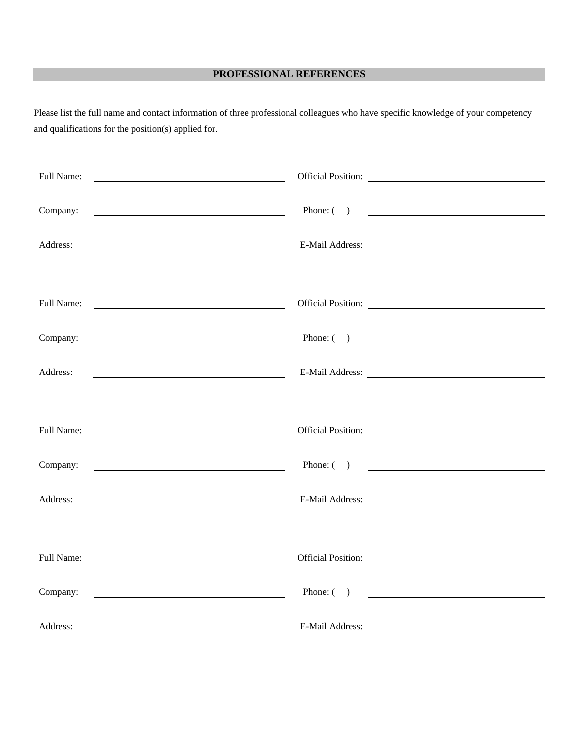## PROFESSIONAL REFERENCES

Please list the full name and contact information of three professional colleagues who have specific knowledge of your competency and qualifications for the position(s) applied for.

Full Name: \_\_\_\_\_\_\_\_\_\_\_\_\_\_\_\_\_\_\_\_ Official Position: \_\_\_\_\_\_\_\_\_\_\_\_\_\_\_\_\_\_\_\_

Company: \_\_\_\_\_\_\_\_\_\_\_\_\_\_\_\_\_\_\_\_ Phone: (   ) \_\_\_\_\_\_\_\_\_\_\_\_\_\_\_\_\_\_\_\_

Address: \_\_\_\_\_\_\_\_\_\_\_\_\_\_\_\_\_\_\_\_ E-Mail Address: \_\_\_\_\_\_\_\_\_\_\_\_\_\_\_\_\_\_\_\_

Full Name: \_\_\_\_\_\_\_\_\_\_\_\_\_\_\_\_\_\_\_\_ Official Position: \_\_\_\_\_\_\_\_\_\_\_\_\_\_\_\_\_\_\_\_

Company: \_\_\_\_\_\_\_\_\_\_\_\_\_\_\_\_\_\_\_\_ Phone: (   ) \_\_\_\_\_\_\_\_\_\_\_\_\_\_\_\_\_\_\_\_

Address: \_\_\_\_\_\_\_\_\_\_\_\_\_\_\_\_\_\_\_\_ E-Mail Address: \_\_\_\_\_\_\_\_\_\_\_\_\_\_\_\_\_\_\_\_

Full Name: \_\_\_\_\_\_\_\_\_\_\_\_\_\_\_\_\_\_\_\_ Official Position: \_\_\_\_\_\_\_\_\_\_\_\_\_\_\_\_\_\_\_\_

Company: \_\_\_\_\_\_\_\_\_\_\_\_\_\_\_\_\_\_\_\_ Phone: (   ) \_\_\_\_\_\_\_\_\_\_\_\_\_\_\_\_\_\_\_\_

Address: \_\_\_\_\_\_\_\_\_\_\_\_\_\_\_\_\_\_\_\_ E-Mail Address: \_\_\_\_\_\_\_\_\_\_\_\_\_\_\_\_\_\_\_\_

Full Name: \_\_\_\_\_\_\_\_\_\_\_\_\_\_\_\_\_\_\_\_ Official Position: \_\_\_\_\_\_\_\_\_\_\_\_\_\_\_\_\_\_\_\_

Company: \_\_\_\_\_\_\_\_\_\_\_\_\_\_\_\_\_\_\_\_ Phone: (   ) \_\_\_\_\_\_\_\_\_\_\_\_\_\_\_\_\_\_\_\_

Address: \_\_\_\_\_\_\_\_\_\_\_\_\_\_\_\_\_\_\_\_ E-Mail Address: \_\_\_\_\_\_\_\_\_\_\_\_\_\_\_\_\_\_\_\_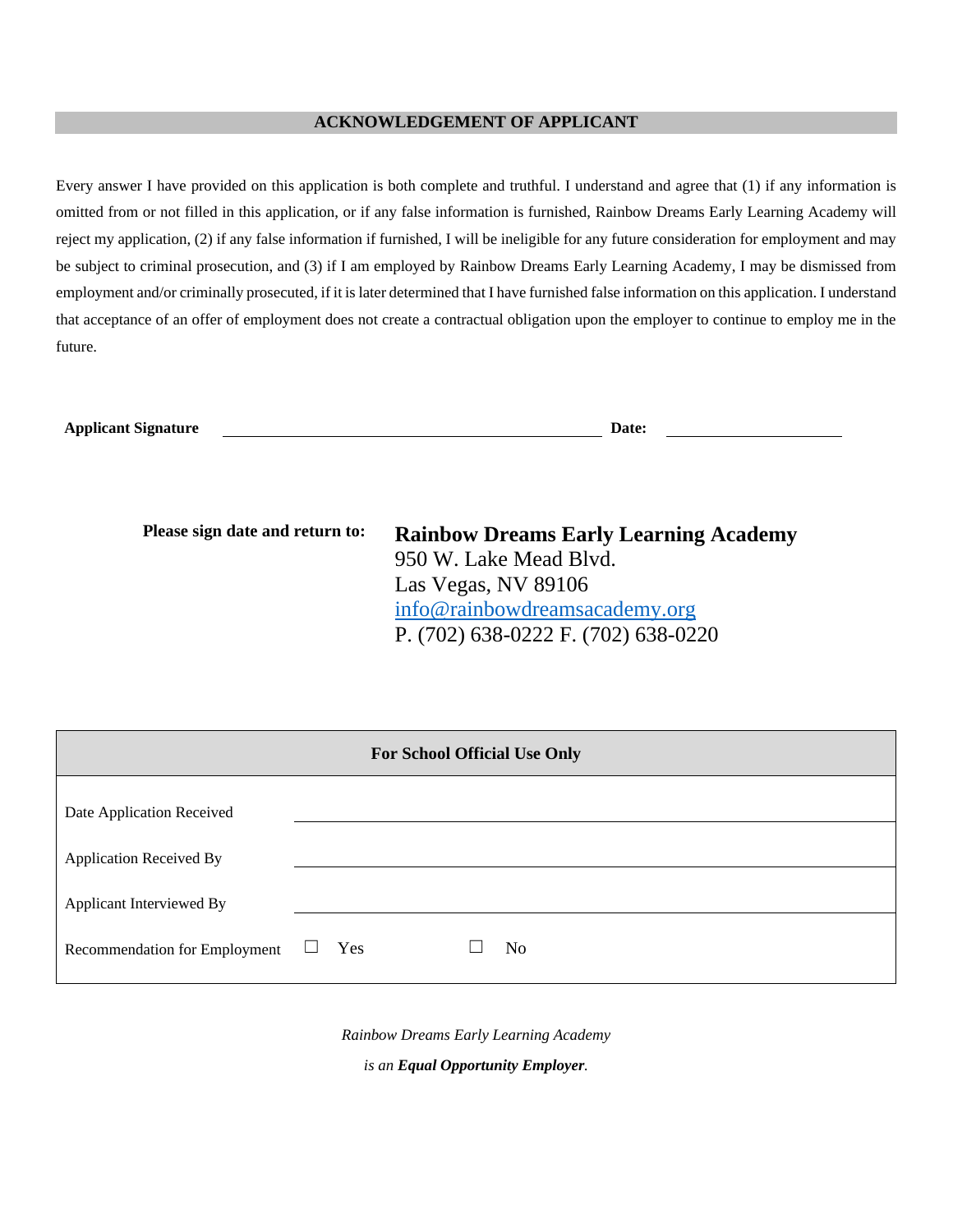## ACKNOWLEDGEMENT OF APPLICANT

Every answer I have provided on this application is both complete and truthful. I understand and agree that (1) if any information is omitted from or not filled in this application, or if any false information is furnished, Rainbow Dreams Early Learning Academy will reject my application, (2) if any false information if furnished, I will be ineligible for any future consideration for employment and may be subject to criminal prosecution, and (3) if I am employed by Rainbow Dreams Early Learning Academy, I may be dismissed from employment and/or criminally prosecuted, if it is later determined that I have furnished false information on this application. I understand that acceptance of an offer of employment does not create a contractual obligation upon the employer to continue to employ me in the future.

**Applicant Signature** ______________________________ **Date:** ______________

**Please sign date and return to:**

**Rainbow Dreams Early Learning Academy**
950 W. Lake Mead Blvd.
Las Vegas, NV 89106
info@rainbowdreamsacademy.org
P. (702) 638-0222 F. (702) 638-0220

| For School Official Use Only | | |
|---|---|---|
| Date Application Received | | |
| Application Received By | | |
| Applicant Interviewed By | | |
| Recommendation for Employment | ☐ Yes | ☐ No |

*Rainbow Dreams Early Learning Academy*

*is an **Equal Opportunity Employer**.*